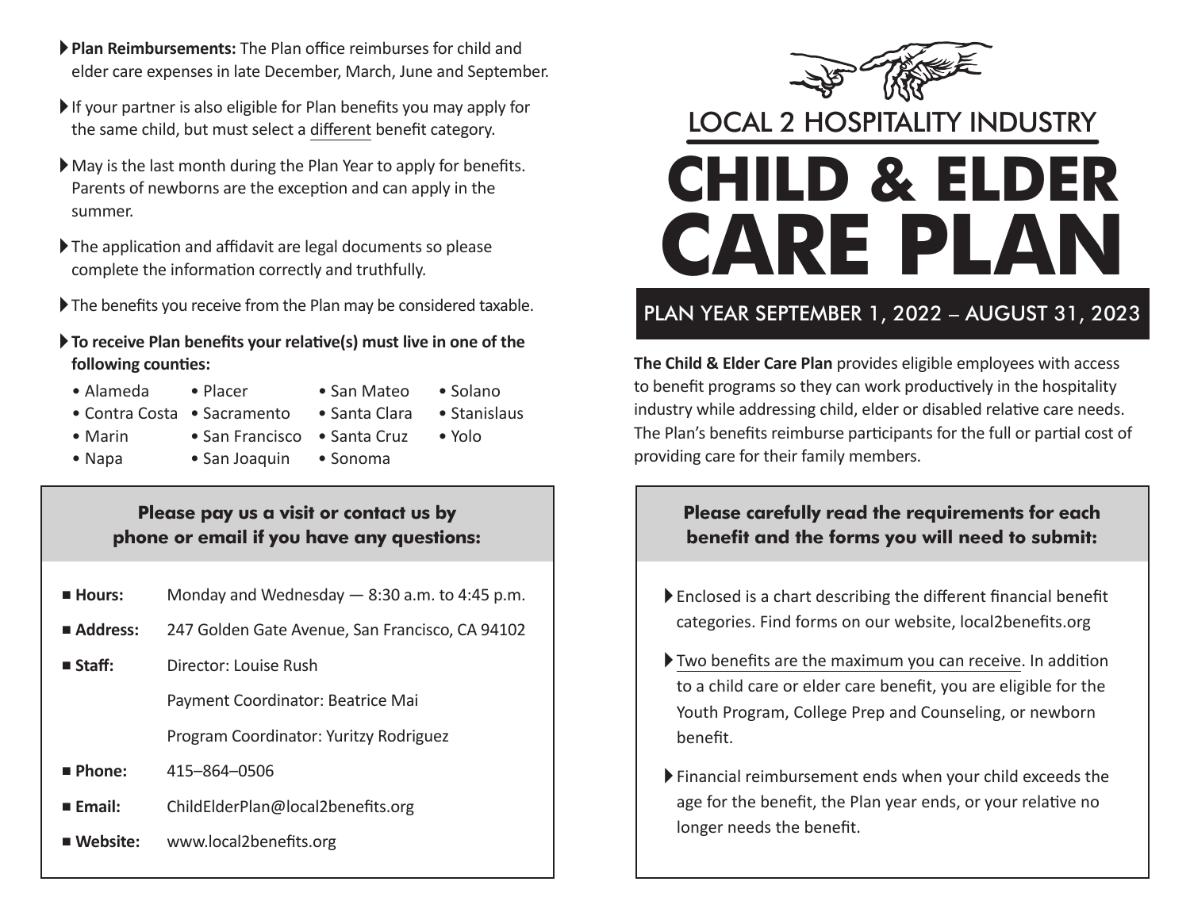- **Plan Reimbursements:** The Plan office reimburses for child and elder care expenses in late December, March, June and September.
- If your partner is also eligible for Plan benefits you may apply for the same child, but must select a different benefit category.
- May is the last month during the Plan Year to apply for benefits. Parents of newborns are the exception and can apply in the summer.
- The application and affidavit are legal documents so please complete the information correctly and truthfully.
- The benefits you receive from the Plan may be considered taxable.
- **To receive Plan benefits your relative(s) must live in one of the following counties:**
  - Alameda
  - Contra Costa
  - Marin
  - Napa
  - Placer
  - Sacramento
  - San Francisco
  - San Joaquin
  - San Mateo
  - Santa Clara
  - Santa Cruz
  - Sonoma
  - Solano
  - Stanislaus
  - Yolo

**Please pay us a visit or contact us by phone or email if you have any questions:**

- **Hours:** Monday and Wednesday — 8:30 a.m. to 4:45 p.m.
- **Address:** 247 Golden Gate Avenue, San Francisco, CA 94102
- **Staff:** Director: Louise Rush
  Payment Coordinator: Beatrice Mai
  Program Coordinator: Yuritzy Rodriguez
- **Phone:** 415–864–0506
- **Email:** ChildElderPlan@local2benefits.org
- **Website:** www.local2benefits.org

## LOCAL 2 HOSPITALITY INDUSTRY

# CHILD & ELDER CARE PLAN

## PLAN YEAR SEPTEMBER 1, 2022 – AUGUST 31, 2023

**The Child & Elder Care Plan** provides eligible employees with access to benefit programs so they can work productively in the hospitality industry while addressing child, elder or disabled relative care needs. The Plan's benefits reimburse participants for the full or partial cost of providing care for their family members.

**Please carefully read the requirements for each benefit and the forms you will need to submit:**

- Enclosed is a chart describing the different financial benefit categories. Find forms on our website, local2benefits.org
- Two benefits are the maximum you can receive. In addition to a child care or elder care benefit, you are eligible for the Youth Program, College Prep and Counseling, or newborn benefit.
- Financial reimbursement ends when your child exceeds the age for the benefit, the Plan year ends, or your relative no longer needs the benefit.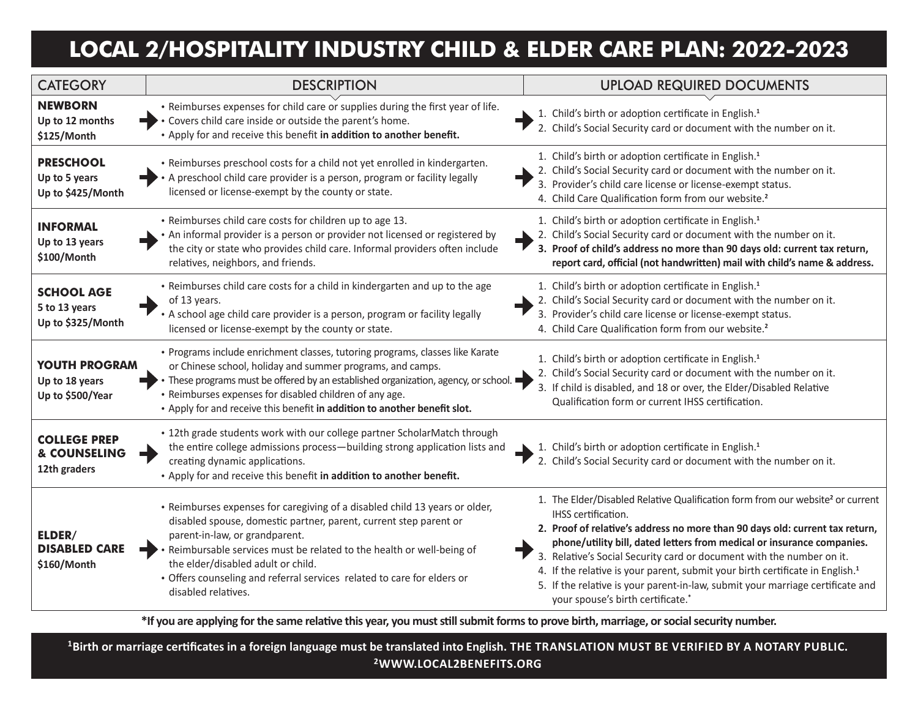# LOCAL 2/HOSPITALITY INDUSTRY CHILD & ELDER CARE PLAN: 2022-2023

| CATEGORY | DESCRIPTION | UPLOAD REQUIRED DOCUMENTS |
|---|---|---|
| **NEWBORN**<br>**Up to 12 months**<br>**$125/Month** | • Reimburses expenses for child care or supplies during the first year of life.<br>• Covers child care inside or outside the parent's home.<br>• Apply for and receive this benefit **in addition to another benefit.** | 1. Child's birth or adoption certificate in English.[1]<br>2. Child's Social Security card or document with the number on it. |
| **PRESCHOOL**<br>**Up to 5 years**<br>**Up to $425/Month** | • Reimburses preschool costs for a child not yet enrolled in kindergarten.<br>• A preschool child care provider is a person, program or facility legally licensed or license-exempt by the county or state. | 1. Child's birth or adoption certificate in English.[1]<br>2. Child's Social Security card or document with the number on it.<br>3. Provider's child care license or license-exempt status.<br>4. Child Care Qualification form from our website.[2] |
| **INFORMAL**<br>**Up to 13 years**<br>**$100/Month** | • Reimburses child care costs for children up to age 13.<br>• An informal provider is a person or provider not licensed or registered by the city or state who provides child care. Informal providers often include relatives, neighbors, and friends. | 1. Child's birth or adoption certificate in English.[1]<br>2. Child's Social Security card or document with the number on it.<br>**3. Proof of child's address no more than 90 days old: current tax return, report card, official (not handwritten) mail with child's name & address.** |
| **SCHOOL AGE**<br>**5 to 13 years**<br>**Up to $325/Month** | • Reimburses child care costs for a child in kindergarten and up to the age of 13 years.<br>• A school age child care provider is a person, program or facility legally licensed or license-exempt by the county or state. | 1. Child's birth or adoption certificate in English.[1]<br>2. Child's Social Security card or document with the number on it.<br>3. Provider's child care license or license-exempt status.<br>4. Child Care Qualification form from our website.[2] |
| **YOUTH PROGRAM**<br>**Up to 18 years**<br>**Up to $500/Year** | • Programs include enrichment classes, tutoring programs, classes like Karate or Chinese school, holiday and summer programs, and camps.<br>• These programs must be offered by an established organization, agency, or school.<br>• Reimburses expenses for disabled children of any age.<br>• Apply for and receive this benefit **in addition to another benefit slot.** | 1. Child's birth or adoption certificate in English.[1]<br>2. Child's Social Security card or document with the number on it.<br>3. If child is disabled, and 18 or over, the Elder/Disabled Relative Qualification form or current IHSS certification. |
| **COLLEGE PREP & COUNSELING**<br>**12th graders** | • 12th grade students work with our college partner ScholarMatch through the entire college admissions process—building strong application lists and creating dynamic applications.<br>• Apply for and receive this benefit **in addition to another benefit.** | 1. Child's birth or adoption certificate in English.[1]<br>2. Child's Social Security card or document with the number on it. |
| **ELDER/ DISABLED CARE**<br>**$160/Month** | • Reimburses expenses for caregiving of a disabled child 13 years or older, disabled spouse, domestic partner, parent, current step parent or parent-in-law, or grandparent.<br>• Reimbursable services must be related to the health or well-being of the elder/disabled adult or child.<br>• Offers counseling and referral services related to care for elders or disabled relatives. | 1. The Elder/Disabled Relative Qualification form from our website[2] or current IHSS certification.<br>**2. Proof of relative's address no more than 90 days old: current tax return, phone/utility bill, dated letters from medical or insurance companies.**<br>3. Relative's Social Security card or document with the number on it.<br>4. If the relative is your parent, submit your birth certificate in English.[1]<br>5. If the relative is your parent-in-law, submit your marriage certificate and your spouse's birth certificate.* |

**\*If you are applying for the same relative this year, you must still submit forms to prove birth, marriage, or social security number.**

**[1]Birth or marriage certificates in a foreign language must be translated into English. THE TRANSLATION MUST BE VERIFIED BY A NOTARY PUBLIC.**

**[2]WWW.LOCAL2BENEFITS.ORG**